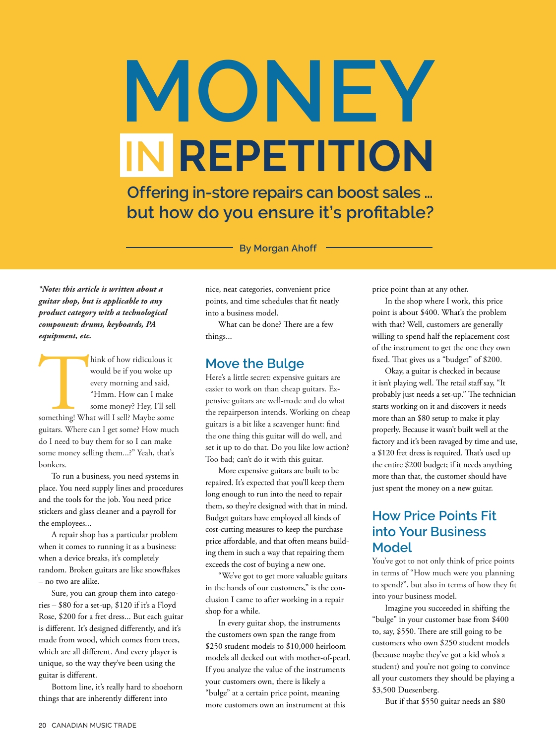# MONEY IN REPETITION

## Offering in-store repairs can boost sales ... but how do you ensure it's profitable?

By Morgan Ahoff

***Note: this article is written about a guitar shop, but is applicable to any product category with a technological component: drums, keyboards, PA equipment, etc.***

Think of how ridiculous it would be if you woke up every morning and said, "Hmm. How can I make some money? Hey, I'll sell something! What will I sell? Maybe some guitars. Where can I get some? How much do I need to buy them for so I can make some money selling them...?" Yeah, that's bonkers.

To run a business, you need systems in place. You need supply lines and procedures and the tools for the job. You need price stickers and glass cleaner and a payroll for the employees...

A repair shop has a particular problem when it comes to running it as a business: when a device breaks, it's completely random. Broken guitars are like snowflakes – no two are alike.

Sure, you can group them into categories – $80 for a set-up, $120 if it's a Floyd Rose, $200 for a fret dress... But each guitar is different. It's designed differently, and it's made from wood, which comes from trees, which are all different. And every player is unique, so the way they've been using the guitar is different.

Bottom line, it's really hard to shoehorn things that are inherently different into nice, neat categories, convenient price points, and time schedules that fit neatly into a business model.

What can be done? There are a few things...

## Move the Bulge

Here's a little secret: expensive guitars are easier to work on than cheap guitars. Expensive guitars are well-made and do what the repairperson intends. Working on cheap guitars is a bit like a scavenger hunt: find the one thing this guitar will do well, and set it up to do that. Do you like low action? Too bad; can't do it with this guitar.

More expensive guitars are built to be repaired. It's expected that you'll keep them long enough to run into the need to repair them, so they're designed with that in mind. Budget guitars have employed all kinds of cost-cutting measures to keep the purchase price affordable, and that often means building them in such a way that repairing them exceeds the cost of buying a new one.

"We've got to get more valuable guitars in the hands of our customers," is the conclusion I came to after working in a repair shop for a while.

In every guitar shop, the instruments the customers own span the range from $250 student models to $10,000 heirloom models all decked out with mother-of-pearl. If you analyze the value of the instruments your customers own, there is likely a "bulge" at a certain price point, meaning more customers own an instrument at this price point than at any other.

In the shop where I work, this price point is about $400. What's the problem with that? Well, customers are generally willing to spend half the replacement cost of the instrument to get the one they own fixed. That gives us a "budget" of $200.

Okay, a guitar is checked in because it isn't playing well. The retail staff say, "It probably just needs a set-up." The technician starts working on it and discovers it needs more than an $80 setup to make it play properly. Because it wasn't built well at the factory and it's been ravaged by time and use, a $120 fret dress is required. That's used up the entire $200 budget; if it needs anything more than that, the customer should have just spent the money on a new guitar.

## How Price Points Fit into Your Business Model

You've got to not only think of price points in terms of "How much were you planning to spend?", but also in terms of how they fit into your business model.

Imagine you succeeded in shifting the "bulge" in your customer base from $400 to, say, $550. There are still going to be customers who own $250 student models (because maybe they've got a kid who's a student) and you're not going to convince all your customers they should be playing a $3,500 Duesenberg.

But if that $550 guitar needs an $80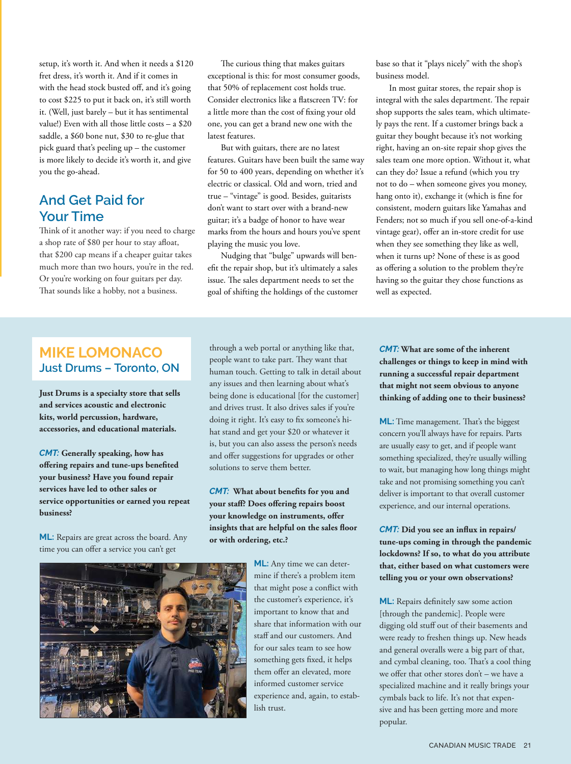setup, it's worth it. And when it needs a $120 fret dress, it's worth it. And if it comes in with the head stock busted off, and it's going to cost $225 to put it back on, it's still worth it. (Well, just barely – but it has sentimental value!) Even with all those little costs – a $20 saddle, a $60 bone nut, $30 to re-glue that pick guard that's peeling up – the customer is more likely to decide it's worth it, and give you the go-ahead.

## And Get Paid for Your Time

Think of it another way: if you need to charge a shop rate of $80 per hour to stay afloat, that $200 cap means if a cheaper guitar takes much more than two hours, you're in the red. Or you're working on four guitars per day. That sounds like a hobby, not a business.

The curious thing that makes guitars exceptional is this: for most consumer goods, that 50% of replacement cost holds true. Consider electronics like a flatscreen TV: for a little more than the cost of fixing your old one, you can get a brand new one with the latest features.

But with guitars, there are no latest features. Guitars have been built the same way for 50 to 400 years, depending on whether it's electric or classical. Old and worn, tried and true – "vintage" is good. Besides, guitarists don't want to start over with a brand-new guitar; it's a badge of honor to have wear marks from the hours and hours you've spent playing the music you love.

Nudging that "bulge" upwards will benefit the repair shop, but it's ultimately a sales issue. The sales department needs to set the goal of shifting the holdings of the customer base so that it "plays nicely" with the shop's business model.

In most guitar stores, the repair shop is integral with the sales department. The repair shop supports the sales team, which ultimately pays the rent. If a customer brings back a guitar they bought because it's not working right, having an on-site repair shop gives the sales team one more option. Without it, what can they do? Issue a refund (which you try not to do – when someone gives you money, hang onto it), exchange it (which is fine for consistent, modern guitars like Yamahas and Fenders; not so much if you sell one-of-a-kind vintage gear), offer an in-store credit for use when they see something they like as well, when it turns up? None of these is as good as offering a solution to the problem they're having so the guitar they chose functions as well as expected.

## MIKE LOMONACO
### Just Drums – Toronto, ON

**Just Drums is a specialty store that sells and services acoustic and electronic kits, world percussion, hardware, accessories, and educational materials.**

***CMT:*** **Generally speaking, how has offering repairs and tune-ups benefited your business? Have you found repair services have led to other sales or service opportunities or earned you repeat business?**

**ML:** Repairs are great across the board. Any time you can offer a service you can't get through a web portal or anything like that, people want to take part. They want that human touch. Getting to talk in detail about any issues and then learning about what's being done is educational [for the customer] and drives trust. It also drives sales if you're doing it right. It's easy to fix someone's hi-hat stand and get your $20 or whatever it is, but you can also assess the person's needs and offer suggestions for upgrades or other solutions to serve them better.

***CMT:*** **What about benefits for you and your staff? Does offering repairs boost your knowledge on instruments, offer insights that are helpful on the sales floor or with ordering, etc.?**

**ML:** Any time we can determine if there's a problem item that might pose a conflict with the customer's experience, it's important to know that and share that information with our staff and our customers. And for our sales team to see how something gets fixed, it helps them offer an elevated, more informed customer service experience and, again, to establish trust.

***CMT:*** **What are some of the inherent challenges or things to keep in mind with running a successful repair department that might not seem obvious to anyone thinking of adding one to their business?**

**ML:** Time management. That's the biggest concern you'll always have for repairs. Parts are usually easy to get, and if people want something specialized, they're usually willing to wait, but managing how long things might take and not promising something you can't deliver is important to that overall customer experience, and our internal operations.

***CMT:*** **Did you see an influx in repairs/tune-ups coming in through the pandemic lockdowns? If so, to what do you attribute that, either based on what customers were telling you or your own observations?**

**ML:** Repairs definitely saw some action [through the pandemic]. People were digging old stuff out of their basements and were ready to freshen things up. New heads and general overalls were a big part of that, and cymbal cleaning, too. That's a cool thing we offer that other stores don't – we have a specialized machine and it really brings your cymbals back to life. It's not that expensive and has been getting more and more popular.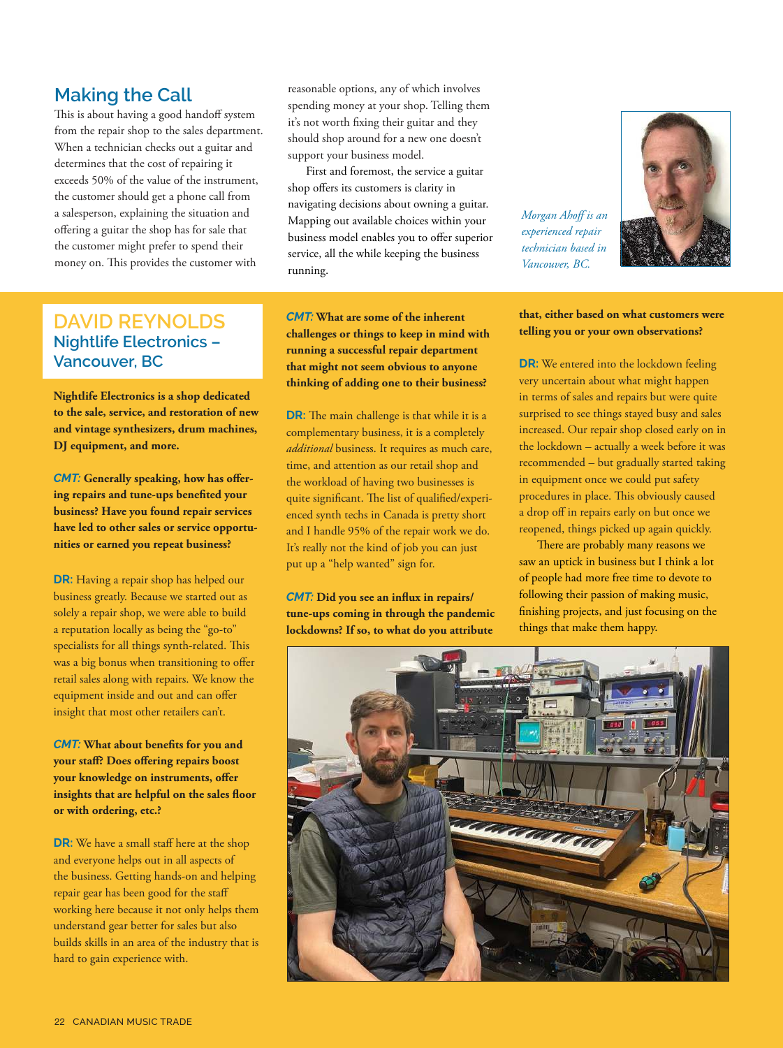## Making the Call

This is about having a good handoff system from the repair shop to the sales department. When a technician checks out a guitar and determines that the cost of repairing it exceeds 50% of the value of the instrument, the customer should get a phone call from a salesperson, explaining the situation and offering a guitar the shop has for sale that the customer might prefer to spend their money on. This provides the customer with reasonable options, any of which involves spending money at your shop. Telling them it's not worth fixing their guitar and they should shop around for a new one doesn't support your business model.

First and foremost, the service a guitar shop offers its customers is clarity in navigating decisions about owning a guitar. Mapping out available choices within your business model enables you to offer superior service, all the while keeping the business running.

*Morgan Ahoff is an experienced repair technician based in Vancouver, BC.*

## DAVID REYNOLDS

### Nightlife Electronics – Vancouver, BC

**Nightlife Electronics is a shop dedicated to the sale, service, and restoration of new and vintage synthesizers, drum machines, DJ equipment, and more.**

***CMT:*** **Generally speaking, how has offering repairs and tune-ups benefited your business? Have you found repair services have led to other sales or service opportunities or earned you repeat business?**

**DR:** Having a repair shop has helped our business greatly. Because we started out as solely a repair shop, we were able to build a reputation locally as being the "go-to" specialists for all things synth-related. This was a big bonus when transitioning to offer retail sales along with repairs. We know the equipment inside and out and can offer insight that most other retailers can't.

***CMT:*** **What about benefits for you and your staff? Does offering repairs boost your knowledge on instruments, offer insights that are helpful on the sales floor or with ordering, etc.?**

**DR:** We have a small staff here at the shop and everyone helps out in all aspects of the business. Getting hands-on and helping repair gear has been good for the staff working here because it not only helps them understand gear better for sales but also builds skills in an area of the industry that is hard to gain experience with.

***CMT:*** **What are some of the inherent challenges or things to keep in mind with running a successful repair department that might not seem obvious to anyone thinking of adding one to their business?**

**DR:** The main challenge is that while it is a complementary business, it is a completely *additional* business. It requires as much care, time, and attention as our retail shop and the workload of having two businesses is quite significant. The list of qualified/experienced synth techs in Canada is pretty short and I handle 95% of the repair work we do. It's really not the kind of job you can just put up a "help wanted" sign for.

***CMT:*** **Did you see an influx in repairs/tune-ups coming in through the pandemic lockdowns? If so, to what do you attribute that, either based on what customers were telling you or your own observations?**

**DR:** We entered into the lockdown feeling very uncertain about what might happen in terms of sales and repairs but were quite surprised to see things stayed busy and sales increased. Our repair shop closed early on in the lockdown – actually a week before it was recommended – but gradually started taking in equipment once we could put safety procedures in place. This obviously caused a drop off in repairs early on but once we reopened, things picked up again quickly.

There are probably many reasons we saw an uptick in business but I think a lot of people had more free time to devote to following their passion of making music, finishing projects, and just focusing on the things that make them happy.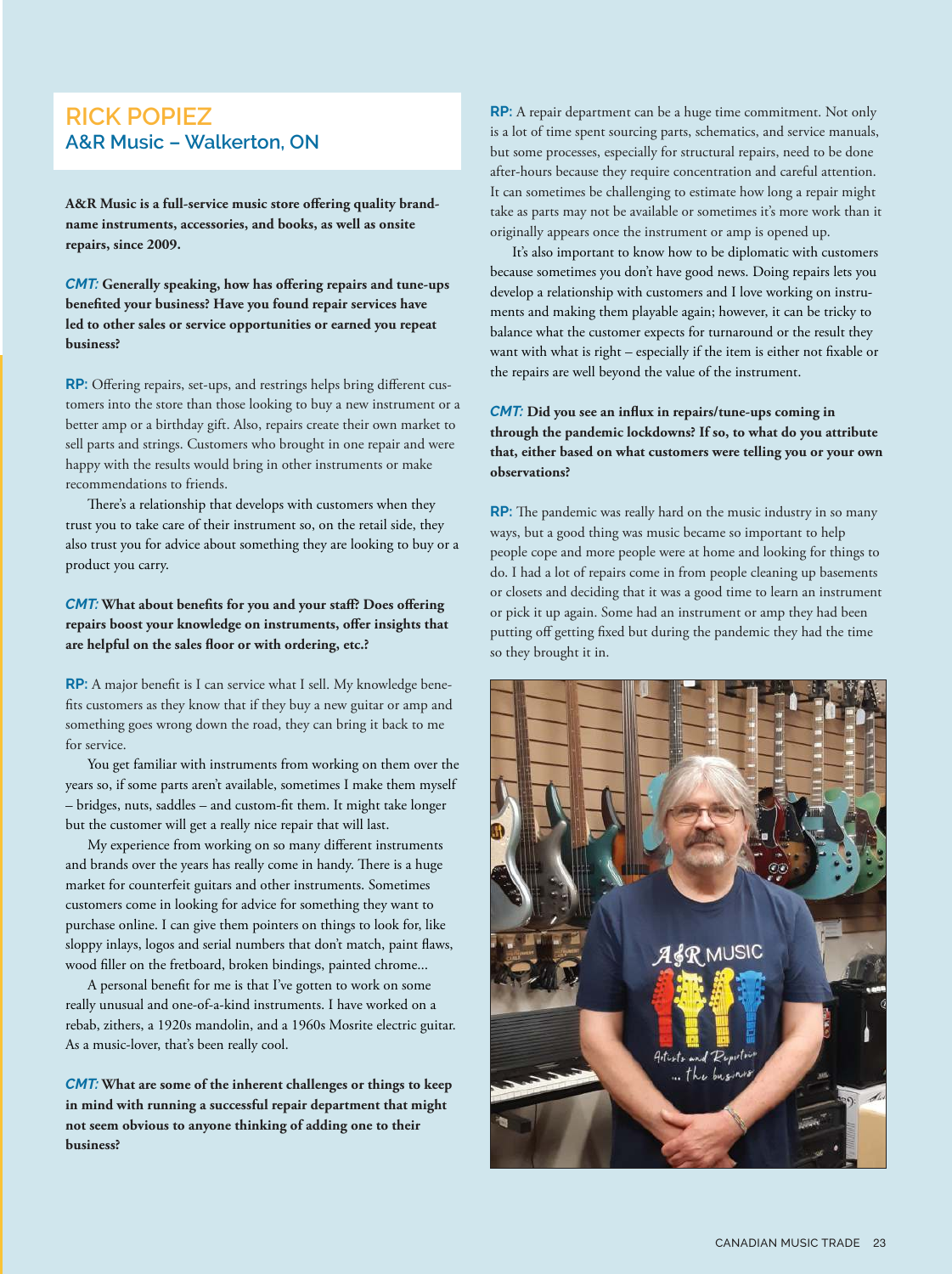## RICK POPIEZ
### A&R Music – Walkerton, ON

**A&R Music is a full-service music store offering quality brand-name instruments, accessories, and books, as well as onsite repairs, since 2009.**

***CMT:* Generally speaking, how has offering repairs and tune-ups benefited your business? Have you found repair services have led to other sales or service opportunities or earned you repeat business?**

**RP:** Offering repairs, set-ups, and restrings helps bring different customers into the store than those looking to buy a new instrument or a better amp or a birthday gift. Also, repairs create their own market to sell parts and strings. Customers who brought in one repair and were happy with the results would bring in other instruments or make recommendations to friends.

There's a relationship that develops with customers when they trust you to take care of their instrument so, on the retail side, they also trust you for advice about something they are looking to buy or a product you carry.

***CMT:* What about benefits for you and your staff? Does offering repairs boost your knowledge on instruments, offer insights that are helpful on the sales floor or with ordering, etc.?**

**RP:** A major benefit is I can service what I sell. My knowledge benefits customers as they know that if they buy a new guitar or amp and something goes wrong down the road, they can bring it back to me for service.

You get familiar with instruments from working on them over the years so, if some parts aren't available, sometimes I make them myself – bridges, nuts, saddles – and custom-fit them. It might take longer but the customer will get a really nice repair that will last.

My experience from working on so many different instruments and brands over the years has really come in handy. There is a huge market for counterfeit guitars and other instruments. Sometimes customers come in looking for advice for something they want to purchase online. I can give them pointers on things to look for, like sloppy inlays, logos and serial numbers that don't match, paint flaws, wood filler on the fretboard, broken bindings, painted chrome...

A personal benefit for me is that I've gotten to work on some really unusual and one-of-a-kind instruments. I have worked on a rebab, zithers, a 1920s mandolin, and a 1960s Mosrite electric guitar. As a music-lover, that's been really cool.

***CMT:* What are some of the inherent challenges or things to keep in mind with running a successful repair department that might not seem obvious to anyone thinking of adding one to their business?**

**RP:** A repair department can be a huge time commitment. Not only is a lot of time spent sourcing parts, schematics, and service manuals, but some processes, especially for structural repairs, need to be done after-hours because they require concentration and careful attention. It can sometimes be challenging to estimate how long a repair might take as parts may not be available or sometimes it's more work than it originally appears once the instrument or amp is opened up.

It's also important to know how to be diplomatic with customers because sometimes you don't have good news. Doing repairs lets you develop a relationship with customers and I love working on instruments and making them playable again; however, it can be tricky to balance what the customer expects for turnaround or the result they want with what is right – especially if the item is either not fixable or the repairs are well beyond the value of the instrument.

***CMT:* Did you see an influx in repairs/tune-ups coming in through the pandemic lockdowns? If so, to what do you attribute that, either based on what customers were telling you or your own observations?**

**RP:** The pandemic was really hard on the music industry in so many ways, but a good thing was music became so important to help people cope and more people were at home and looking for things to do. I had a lot of repairs come in from people cleaning up basements or closets and deciding that it was a good time to learn an instrument or pick it up again. Some had an instrument or amp they had been putting off getting fixed but during the pandemic they had the time so they brought it in.